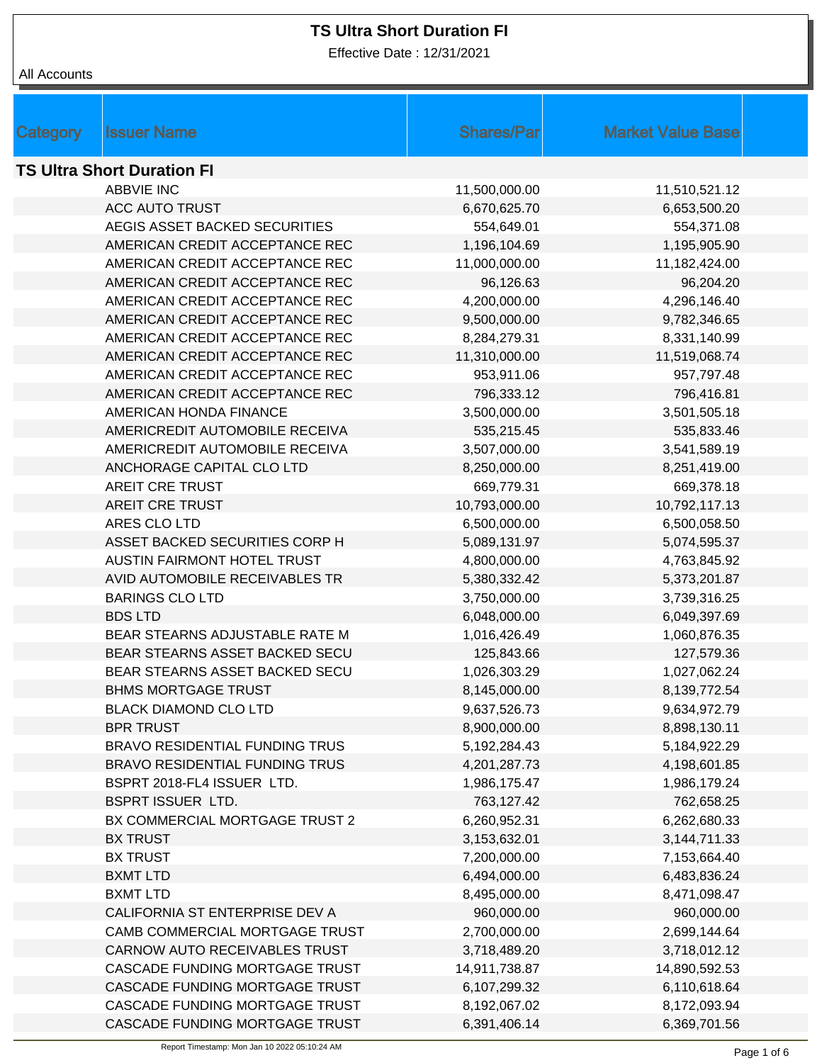# TS Ultra Short Duration FI

Effective Date : 12/31/2021

All Accounts

| Category | Issuer Name | Shares/Par | Market Value Base |
|---|---|---|---|
| **TS Ultra Short Duration FI** | | | |
| | ABBVIE INC | 11,500,000.00 | 11,510,521.12 |
| | ACC AUTO TRUST | 6,670,625.70 | 6,653,500.20 |
| | AEGIS ASSET BACKED SECURITIES | 554,649.01 | 554,371.08 |
| | AMERICAN CREDIT ACCEPTANCE REC | 1,196,104.69 | 1,195,905.90 |
| | AMERICAN CREDIT ACCEPTANCE REC | 11,000,000.00 | 11,182,424.00 |
| | AMERICAN CREDIT ACCEPTANCE REC | 96,126.63 | 96,204.20 |
| | AMERICAN CREDIT ACCEPTANCE REC | 4,200,000.00 | 4,296,146.40 |
| | AMERICAN CREDIT ACCEPTANCE REC | 9,500,000.00 | 9,782,346.65 |
| | AMERICAN CREDIT ACCEPTANCE REC | 8,284,279.31 | 8,331,140.99 |
| | AMERICAN CREDIT ACCEPTANCE REC | 11,310,000.00 | 11,519,068.74 |
| | AMERICAN CREDIT ACCEPTANCE REC | 953,911.06 | 957,797.48 |
| | AMERICAN CREDIT ACCEPTANCE REC | 796,333.12 | 796,416.81 |
| | AMERICAN HONDA FINANCE | 3,500,000.00 | 3,501,505.18 |
| | AMERICREDIT AUTOMOBILE RECEIVA | 535,215.45 | 535,833.46 |
| | AMERICREDIT AUTOMOBILE RECEIVA | 3,507,000.00 | 3,541,589.19 |
| | ANCHORAGE CAPITAL CLO LTD | 8,250,000.00 | 8,251,419.00 |
| | AREIT CRE TRUST | 669,779.31 | 669,378.18 |
| | AREIT CRE TRUST | 10,793,000.00 | 10,792,117.13 |
| | ARES CLO LTD | 6,500,000.00 | 6,500,058.50 |
| | ASSET BACKED SECURITIES CORP H | 5,089,131.97 | 5,074,595.37 |
| | AUSTIN FAIRMONT HOTEL TRUST | 4,800,000.00 | 4,763,845.92 |
| | AVID AUTOMOBILE RECEIVABLES TR | 5,380,332.42 | 5,373,201.87 |
| | BARINGS CLO LTD | 3,750,000.00 | 3,739,316.25 |
| | BDS LTD | 6,048,000.00 | 6,049,397.69 |
| | BEAR STEARNS ADJUSTABLE RATE M | 1,016,426.49 | 1,060,876.35 |
| | BEAR STEARNS ASSET BACKED SECU | 125,843.66 | 127,579.36 |
| | BEAR STEARNS ASSET BACKED SECU | 1,026,303.29 | 1,027,062.24 |
| | BHMS MORTGAGE TRUST | 8,145,000.00 | 8,139,772.54 |
| | BLACK DIAMOND CLO LTD | 9,637,526.73 | 9,634,972.79 |
| | BPR TRUST | 8,900,000.00 | 8,898,130.11 |
| | BRAVO RESIDENTIAL FUNDING TRUS | 5,192,284.43 | 5,184,922.29 |
| | BRAVO RESIDENTIAL FUNDING TRUS | 4,201,287.73 | 4,198,601.85 |
| | BSPRT 2018-FL4 ISSUER LTD. | 1,986,175.47 | 1,986,179.24 |
| | BSPRT ISSUER LTD. | 763,127.42 | 762,658.25 |
| | BX COMMERCIAL MORTGAGE TRUST 2 | 6,260,952.31 | 6,262,680.33 |
| | BX TRUST | 3,153,632.01 | 3,144,711.33 |
| | BX TRUST | 7,200,000.00 | 7,153,664.40 |
| | BXMT LTD | 6,494,000.00 | 6,483,836.24 |
| | BXMT LTD | 8,495,000.00 | 8,471,098.47 |
| | CALIFORNIA ST ENTERPRISE DEV A | 960,000.00 | 960,000.00 |
| | CAMB COMMERCIAL MORTGAGE TRUST | 2,700,000.00 | 2,699,144.64 |
| | CARNOW AUTO RECEIVABLES TRUST | 3,718,489.20 | 3,718,012.12 |
| | CASCADE FUNDING MORTGAGE TRUST | 14,911,738.87 | 14,890,592.53 |
| | CASCADE FUNDING MORTGAGE TRUST | 6,107,299.32 | 6,110,618.64 |
| | CASCADE FUNDING MORTGAGE TRUST | 8,192,067.02 | 8,172,093.94 |
| | CASCADE FUNDING MORTGAGE TRUST | 6,391,406.14 | 6,369,701.56 |

Report Timestamp: Mon Jan 10 2022 05:10:24 AM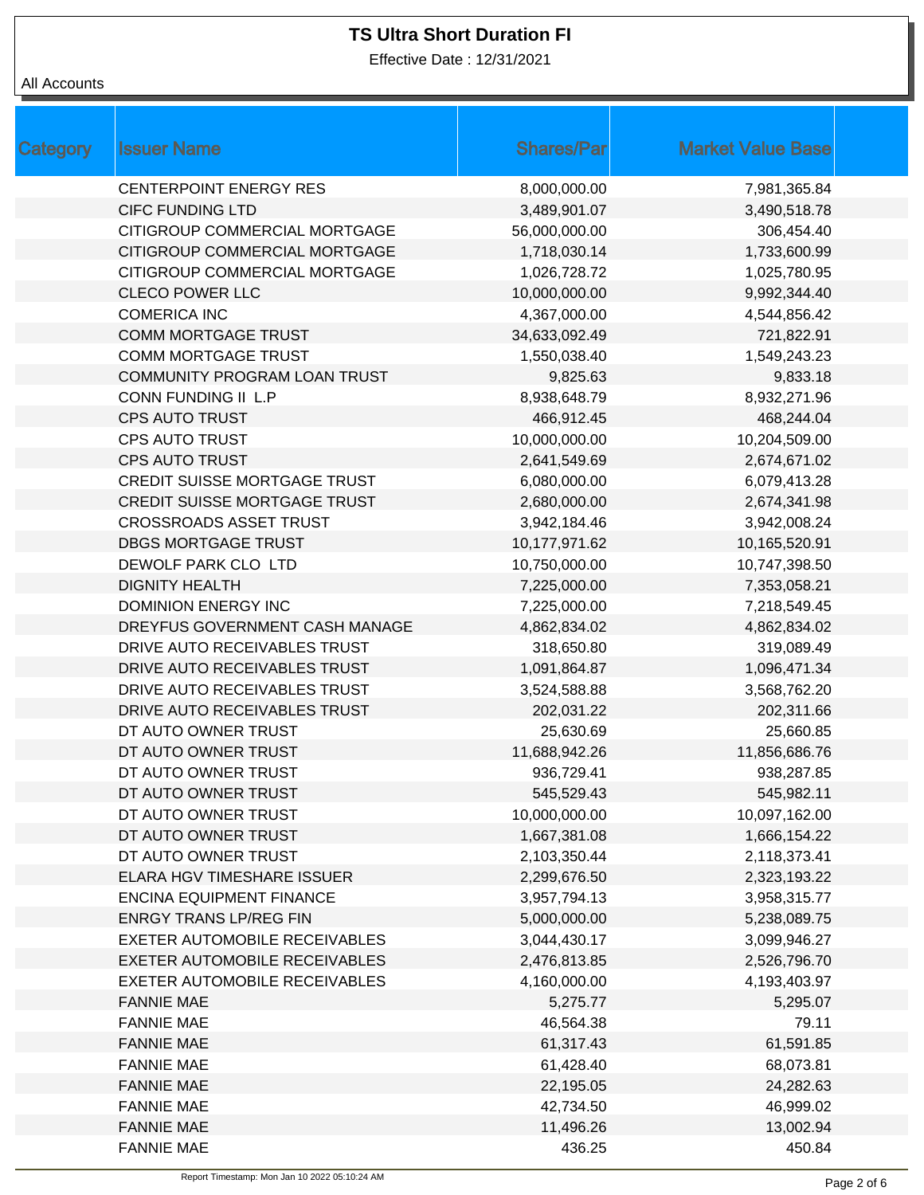# TS Ultra Short Duration FI

Effective Date : 12/31/2021

All Accounts

| Category | Issuer Name | Shares/Par | Market Value Base |
|---|---|---|---|
| | CENTERPOINT ENERGY RES | 8,000,000.00 | 7,981,365.84 |
| | CIFC FUNDING LTD | 3,489,901.07 | 3,490,518.78 |
| | CITIGROUP COMMERCIAL MORTGAGE | 56,000,000.00 | 306,454.40 |
| | CITIGROUP COMMERCIAL MORTGAGE | 1,718,030.14 | 1,733,600.99 |
| | CITIGROUP COMMERCIAL MORTGAGE | 1,026,728.72 | 1,025,780.95 |
| | CLECO POWER LLC | 10,000,000.00 | 9,992,344.40 |
| | COMERICA INC | 4,367,000.00 | 4,544,856.42 |
| | COMM MORTGAGE TRUST | 34,633,092.49 | 721,822.91 |
| | COMM MORTGAGE TRUST | 1,550,038.40 | 1,549,243.23 |
| | COMMUNITY PROGRAM LOAN TRUST | 9,825.63 | 9,833.18 |
| | CONN FUNDING II L.P | 8,938,648.79 | 8,932,271.96 |
| | CPS AUTO TRUST | 466,912.45 | 468,244.04 |
| | CPS AUTO TRUST | 10,000,000.00 | 10,204,509.00 |
| | CPS AUTO TRUST | 2,641,549.69 | 2,674,671.02 |
| | CREDIT SUISSE MORTGAGE TRUST | 6,080,000.00 | 6,079,413.28 |
| | CREDIT SUISSE MORTGAGE TRUST | 2,680,000.00 | 2,674,341.98 |
| | CROSSROADS ASSET TRUST | 3,942,184.46 | 3,942,008.24 |
| | DBGS MORTGAGE TRUST | 10,177,971.62 | 10,165,520.91 |
| | DEWOLF PARK CLO LTD | 10,750,000.00 | 10,747,398.50 |
| | DIGNITY HEALTH | 7,225,000.00 | 7,353,058.21 |
| | DOMINION ENERGY INC | 7,225,000.00 | 7,218,549.45 |
| | DREYFUS GOVERNMENT CASH MANAGE | 4,862,834.02 | 4,862,834.02 |
| | DRIVE AUTO RECEIVABLES TRUST | 318,650.80 | 319,089.49 |
| | DRIVE AUTO RECEIVABLES TRUST | 1,091,864.87 | 1,096,471.34 |
| | DRIVE AUTO RECEIVABLES TRUST | 3,524,588.88 | 3,568,762.20 |
| | DRIVE AUTO RECEIVABLES TRUST | 202,031.22 | 202,311.66 |
| | DT AUTO OWNER TRUST | 25,630.69 | 25,660.85 |
| | DT AUTO OWNER TRUST | 11,688,942.26 | 11,856,686.76 |
| | DT AUTO OWNER TRUST | 936,729.41 | 938,287.85 |
| | DT AUTO OWNER TRUST | 545,529.43 | 545,982.11 |
| | DT AUTO OWNER TRUST | 10,000,000.00 | 10,097,162.00 |
| | DT AUTO OWNER TRUST | 1,667,381.08 | 1,666,154.22 |
| | DT AUTO OWNER TRUST | 2,103,350.44 | 2,118,373.41 |
| | ELARA HGV TIMESHARE ISSUER | 2,299,676.50 | 2,323,193.22 |
| | ENCINA EQUIPMENT FINANCE | 3,957,794.13 | 3,958,315.77 |
| | ENRGY TRANS LP/REG FIN | 5,000,000.00 | 5,238,089.75 |
| | EXETER AUTOMOBILE RECEIVABLES | 3,044,430.17 | 3,099,946.27 |
| | EXETER AUTOMOBILE RECEIVABLES | 2,476,813.85 | 2,526,796.70 |
| | EXETER AUTOMOBILE RECEIVABLES | 4,160,000.00 | 4,193,403.97 |
| | FANNIE MAE | 5,275.77 | 5,295.07 |
| | FANNIE MAE | 46,564.38 | 79.11 |
| | FANNIE MAE | 61,317.43 | 61,591.85 |
| | FANNIE MAE | 61,428.40 | 68,073.81 |
| | FANNIE MAE | 22,195.05 | 24,282.63 |
| | FANNIE MAE | 42,734.50 | 46,999.02 |
| | FANNIE MAE | 11,496.26 | 13,002.94 |
| | FANNIE MAE | 436.25 | 450.84 |

Report Timestamp: Mon Jan 10 2022 05:10:24 AM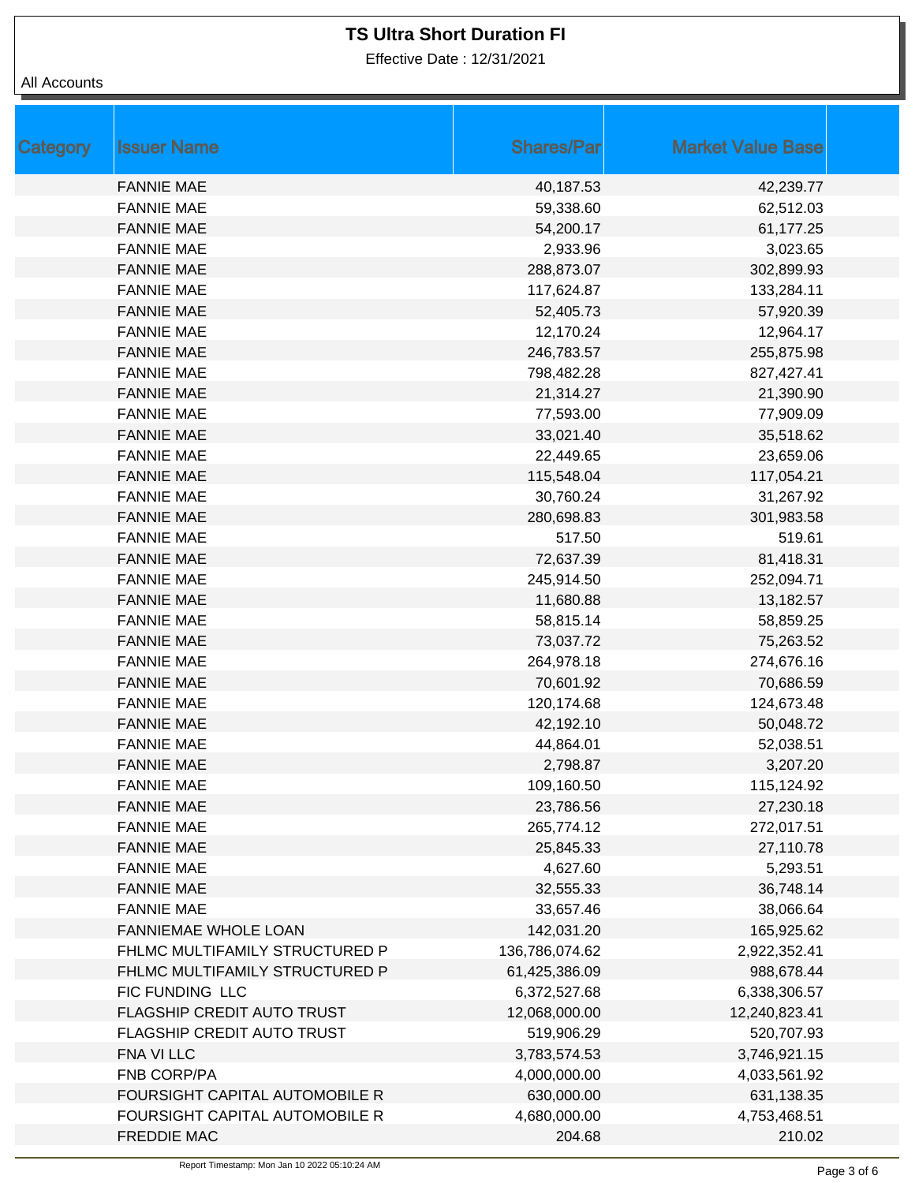# TS Ultra Short Duration FI

Effective Date : 12/31/2021

All Accounts

| Category | Issuer Name | Shares/Par | Market Value Base |
|---|---|---|---|
| | FANNIE MAE | 40,187.53 | 42,239.77 |
| | FANNIE MAE | 59,338.60 | 62,512.03 |
| | FANNIE MAE | 54,200.17 | 61,177.25 |
| | FANNIE MAE | 2,933.96 | 3,023.65 |
| | FANNIE MAE | 288,873.07 | 302,899.93 |
| | FANNIE MAE | 117,624.87 | 133,284.11 |
| | FANNIE MAE | 52,405.73 | 57,920.39 |
| | FANNIE MAE | 12,170.24 | 12,964.17 |
| | FANNIE MAE | 246,783.57 | 255,875.98 |
| | FANNIE MAE | 798,482.28 | 827,427.41 |
| | FANNIE MAE | 21,314.27 | 21,390.90 |
| | FANNIE MAE | 77,593.00 | 77,909.09 |
| | FANNIE MAE | 33,021.40 | 35,518.62 |
| | FANNIE MAE | 22,449.65 | 23,659.06 |
| | FANNIE MAE | 115,548.04 | 117,054.21 |
| | FANNIE MAE | 30,760.24 | 31,267.92 |
| | FANNIE MAE | 280,698.83 | 301,983.58 |
| | FANNIE MAE | 517.50 | 519.61 |
| | FANNIE MAE | 72,637.39 | 81,418.31 |
| | FANNIE MAE | 245,914.50 | 252,094.71 |
| | FANNIE MAE | 11,680.88 | 13,182.57 |
| | FANNIE MAE | 58,815.14 | 58,859.25 |
| | FANNIE MAE | 73,037.72 | 75,263.52 |
| | FANNIE MAE | 264,978.18 | 274,676.16 |
| | FANNIE MAE | 70,601.92 | 70,686.59 |
| | FANNIE MAE | 120,174.68 | 124,673.48 |
| | FANNIE MAE | 42,192.10 | 50,048.72 |
| | FANNIE MAE | 44,864.01 | 52,038.51 |
| | FANNIE MAE | 2,798.87 | 3,207.20 |
| | FANNIE MAE | 109,160.50 | 115,124.92 |
| | FANNIE MAE | 23,786.56 | 27,230.18 |
| | FANNIE MAE | 265,774.12 | 272,017.51 |
| | FANNIE MAE | 25,845.33 | 27,110.78 |
| | FANNIE MAE | 4,627.60 | 5,293.51 |
| | FANNIE MAE | 32,555.33 | 36,748.14 |
| | FANNIE MAE | 33,657.46 | 38,066.64 |
| | FANNIEMAE WHOLE LOAN | 142,031.20 | 165,925.62 |
| | FHLMC MULTIFAMILY STRUCTURED P | 136,786,074.62 | 2,922,352.41 |
| | FHLMC MULTIFAMILY STRUCTURED P | 61,425,386.09 | 988,678.44 |
| | FIC FUNDING LLC | 6,372,527.68 | 6,338,306.57 |
| | FLAGSHIP CREDIT AUTO TRUST | 12,068,000.00 | 12,240,823.41 |
| | FLAGSHIP CREDIT AUTO TRUST | 519,906.29 | 520,707.93 |
| | FNA VI LLC | 3,783,574.53 | 3,746,921.15 |
| | FNB CORP/PA | 4,000,000.00 | 4,033,561.92 |
| | FOURSIGHT CAPITAL AUTOMOBILE R | 630,000.00 | 631,138.35 |
| | FOURSIGHT CAPITAL AUTOMOBILE R | 4,680,000.00 | 4,753,468.51 |
| | FREDDIE MAC | 204.68 | 210.02 |

Report Timestamp: Mon Jan 10 2022 05:10:24 AM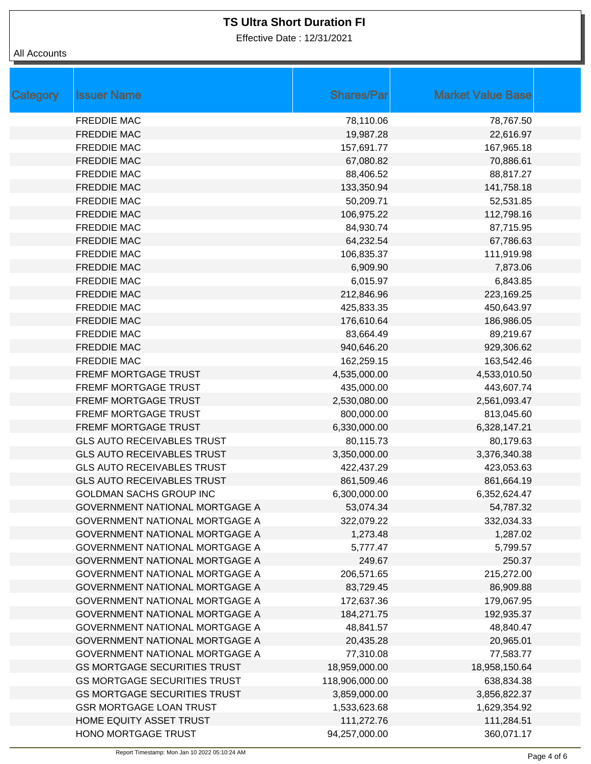# TS Ultra Short Duration FI

Effective Date : 12/31/2021

All Accounts

| Category | Issuer Name | Shares/Par | Market Value Base | |
|---|---|---|---|---|
| | FREDDIE MAC | 78,110.06 | 78,767.50 | |
| | FREDDIE MAC | 19,987.28 | 22,616.97 | |
| | FREDDIE MAC | 157,691.77 | 167,965.18 | |
| | FREDDIE MAC | 67,080.82 | 70,886.61 | |
| | FREDDIE MAC | 88,406.52 | 88,817.27 | |
| | FREDDIE MAC | 133,350.94 | 141,758.18 | |
| | FREDDIE MAC | 50,209.71 | 52,531.85 | |
| | FREDDIE MAC | 106,975.22 | 112,798.16 | |
| | FREDDIE MAC | 84,930.74 | 87,715.95 | |
| | FREDDIE MAC | 64,232.54 | 67,786.63 | |
| | FREDDIE MAC | 106,835.37 | 111,919.98 | |
| | FREDDIE MAC | 6,909.90 | 7,873.06 | |
| | FREDDIE MAC | 6,015.97 | 6,843.85 | |
| | FREDDIE MAC | 212,846.96 | 223,169.25 | |
| | FREDDIE MAC | 425,833.35 | 450,643.97 | |
| | FREDDIE MAC | 176,610.64 | 186,986.05 | |
| | FREDDIE MAC | 83,664.49 | 89,219.67 | |
| | FREDDIE MAC | 940,646.20 | 929,306.62 | |
| | FREDDIE MAC | 162,259.15 | 163,542.46 | |
| | FREMF MORTGAGE TRUST | 4,535,000.00 | 4,533,010.50 | |
| | FREMF MORTGAGE TRUST | 435,000.00 | 443,607.74 | |
| | FREMF MORTGAGE TRUST | 2,530,080.00 | 2,561,093.47 | |
| | FREMF MORTGAGE TRUST | 800,000.00 | 813,045.60 | |
| | FREMF MORTGAGE TRUST | 6,330,000.00 | 6,328,147.21 | |
| | GLS AUTO RECEIVABLES TRUST | 80,115.73 | 80,179.63 | |
| | GLS AUTO RECEIVABLES TRUST | 3,350,000.00 | 3,376,340.38 | |
| | GLS AUTO RECEIVABLES TRUST | 422,437.29 | 423,053.63 | |
| | GLS AUTO RECEIVABLES TRUST | 861,509.46 | 861,664.19 | |
| | GOLDMAN SACHS GROUP INC | 6,300,000.00 | 6,352,624.47 | |
| | GOVERNMENT NATIONAL MORTGAGE A | 53,074.34 | 54,787.32 | |
| | GOVERNMENT NATIONAL MORTGAGE A | 322,079.22 | 332,034.33 | |
| | GOVERNMENT NATIONAL MORTGAGE A | 1,273.48 | 1,287.02 | |
| | GOVERNMENT NATIONAL MORTGAGE A | 5,777.47 | 5,799.57 | |
| | GOVERNMENT NATIONAL MORTGAGE A | 249.67 | 250.37 | |
| | GOVERNMENT NATIONAL MORTGAGE A | 206,571.65 | 215,272.00 | |
| | GOVERNMENT NATIONAL MORTGAGE A | 83,729.45 | 86,909.88 | |
| | GOVERNMENT NATIONAL MORTGAGE A | 172,637.36 | 179,067.95 | |
| | GOVERNMENT NATIONAL MORTGAGE A | 184,271.75 | 192,935.37 | |
| | GOVERNMENT NATIONAL MORTGAGE A | 48,841.57 | 48,840.47 | |
| | GOVERNMENT NATIONAL MORTGAGE A | 20,435.28 | 20,965.01 | |
| | GOVERNMENT NATIONAL MORTGAGE A | 77,310.08 | 77,583.77 | |
| | GS MORTGAGE SECURITIES TRUST | 18,959,000.00 | 18,958,150.64 | |
| | GS MORTGAGE SECURITIES TRUST | 118,906,000.00 | 638,834.38 | |
| | GS MORTGAGE SECURITIES TRUST | 3,859,000.00 | 3,856,822.37 | |
| | GSR MORTGAGE LOAN TRUST | 1,533,623.68 | 1,629,354.92 | |
| | HOME EQUITY ASSET TRUST | 111,272.76 | 111,284.51 | |
| | HONO MORTGAGE TRUST | 94,257,000.00 | 360,071.17 | |

Report Timestamp: Mon Jan 10 2022 05:10:24 AM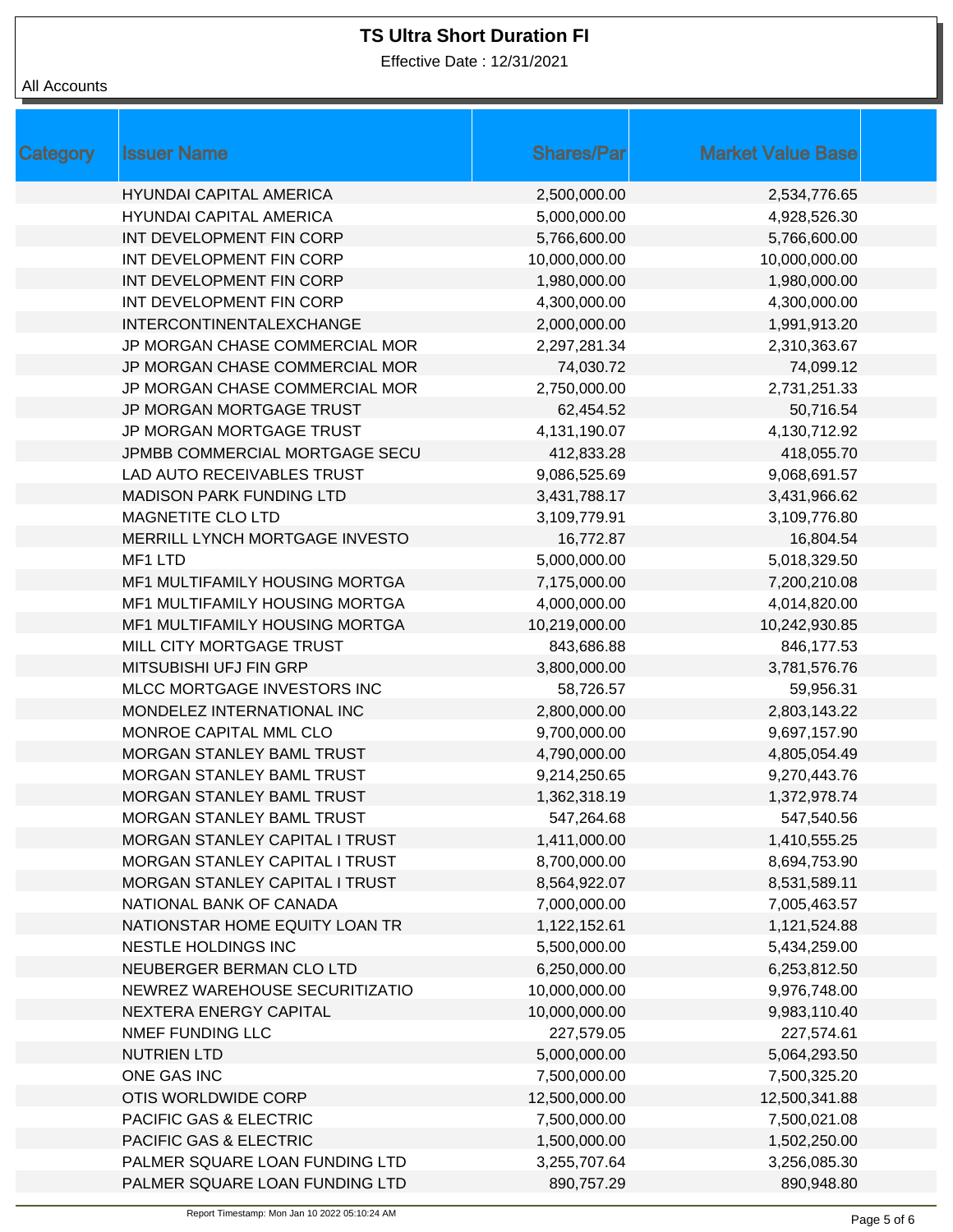# TS Ultra Short Duration FI

Effective Date : 12/31/2021

All Accounts

| Category | Issuer Name | Shares/Par | Market Value Base |
|---|---|---|---|
| | HYUNDAI CAPITAL AMERICA | 2,500,000.00 | 2,534,776.65 |
| | HYUNDAI CAPITAL AMERICA | 5,000,000.00 | 4,928,526.30 |
| | INT DEVELOPMENT FIN CORP | 5,766,600.00 | 5,766,600.00 |
| | INT DEVELOPMENT FIN CORP | 10,000,000.00 | 10,000,000.00 |
| | INT DEVELOPMENT FIN CORP | 1,980,000.00 | 1,980,000.00 |
| | INT DEVELOPMENT FIN CORP | 4,300,000.00 | 4,300,000.00 |
| | INTERCONTINENTALEXCHANGE | 2,000,000.00 | 1,991,913.20 |
| | JP MORGAN CHASE COMMERCIAL MOR | 2,297,281.34 | 2,310,363.67 |
| | JP MORGAN CHASE COMMERCIAL MOR | 74,030.72 | 74,099.12 |
| | JP MORGAN CHASE COMMERCIAL MOR | 2,750,000.00 | 2,731,251.33 |
| | JP MORGAN MORTGAGE TRUST | 62,454.52 | 50,716.54 |
| | JP MORGAN MORTGAGE TRUST | 4,131,190.07 | 4,130,712.92 |
| | JPMBB COMMERCIAL MORTGAGE SECU | 412,833.28 | 418,055.70 |
| | LAD AUTO RECEIVABLES TRUST | 9,086,525.69 | 9,068,691.57 |
| | MADISON PARK FUNDING LTD | 3,431,788.17 | 3,431,966.62 |
| | MAGNETITE CLO LTD | 3,109,779.91 | 3,109,776.80 |
| | MERRILL LYNCH MORTGAGE INVESTO | 16,772.87 | 16,804.54 |
| | MF1 LTD | 5,000,000.00 | 5,018,329.50 |
| | MF1 MULTIFAMILY HOUSING MORTGA | 7,175,000.00 | 7,200,210.08 |
| | MF1 MULTIFAMILY HOUSING MORTGA | 4,000,000.00 | 4,014,820.00 |
| | MF1 MULTIFAMILY HOUSING MORTGA | 10,219,000.00 | 10,242,930.85 |
| | MILL CITY MORTGAGE TRUST | 843,686.88 | 846,177.53 |
| | MITSUBISHI UFJ FIN GRP | 3,800,000.00 | 3,781,576.76 |
| | MLCC MORTGAGE INVESTORS INC | 58,726.57 | 59,956.31 |
| | MONDELEZ INTERNATIONAL INC | 2,800,000.00 | 2,803,143.22 |
| | MONROE CAPITAL MML CLO | 9,700,000.00 | 9,697,157.90 |
| | MORGAN STANLEY BAML TRUST | 4,790,000.00 | 4,805,054.49 |
| | MORGAN STANLEY BAML TRUST | 9,214,250.65 | 9,270,443.76 |
| | MORGAN STANLEY BAML TRUST | 1,362,318.19 | 1,372,978.74 |
| | MORGAN STANLEY BAML TRUST | 547,264.68 | 547,540.56 |
| | MORGAN STANLEY CAPITAL I TRUST | 1,411,000.00 | 1,410,555.25 |
| | MORGAN STANLEY CAPITAL I TRUST | 8,700,000.00 | 8,694,753.90 |
| | MORGAN STANLEY CAPITAL I TRUST | 8,564,922.07 | 8,531,589.11 |
| | NATIONAL BANK OF CANADA | 7,000,000.00 | 7,005,463.57 |
| | NATIONSTAR HOME EQUITY LOAN TR | 1,122,152.61 | 1,121,524.88 |
| | NESTLE HOLDINGS INC | 5,500,000.00 | 5,434,259.00 |
| | NEUBERGER BERMAN CLO LTD | 6,250,000.00 | 6,253,812.50 |
| | NEWREZ WAREHOUSE SECURITIZATIO | 10,000,000.00 | 9,976,748.00 |
| | NEXTERA ENERGY CAPITAL | 10,000,000.00 | 9,983,110.40 |
| | NMEF FUNDING LLC | 227,579.05 | 227,574.61 |
| | NUTRIEN LTD | 5,000,000.00 | 5,064,293.50 |
| | ONE GAS INC | 7,500,000.00 | 7,500,325.20 |
| | OTIS WORLDWIDE CORP | 12,500,000.00 | 12,500,341.88 |
| | PACIFIC GAS & ELECTRIC | 7,500,000.00 | 7,500,021.08 |
| | PACIFIC GAS & ELECTRIC | 1,500,000.00 | 1,502,250.00 |
| | PALMER SQUARE LOAN FUNDING LTD | 3,255,707.64 | 3,256,085.30 |
| | PALMER SQUARE LOAN FUNDING LTD | 890,757.29 | 890,948.80 |

Report Timestamp: Mon Jan 10 2022 05:10:24 AM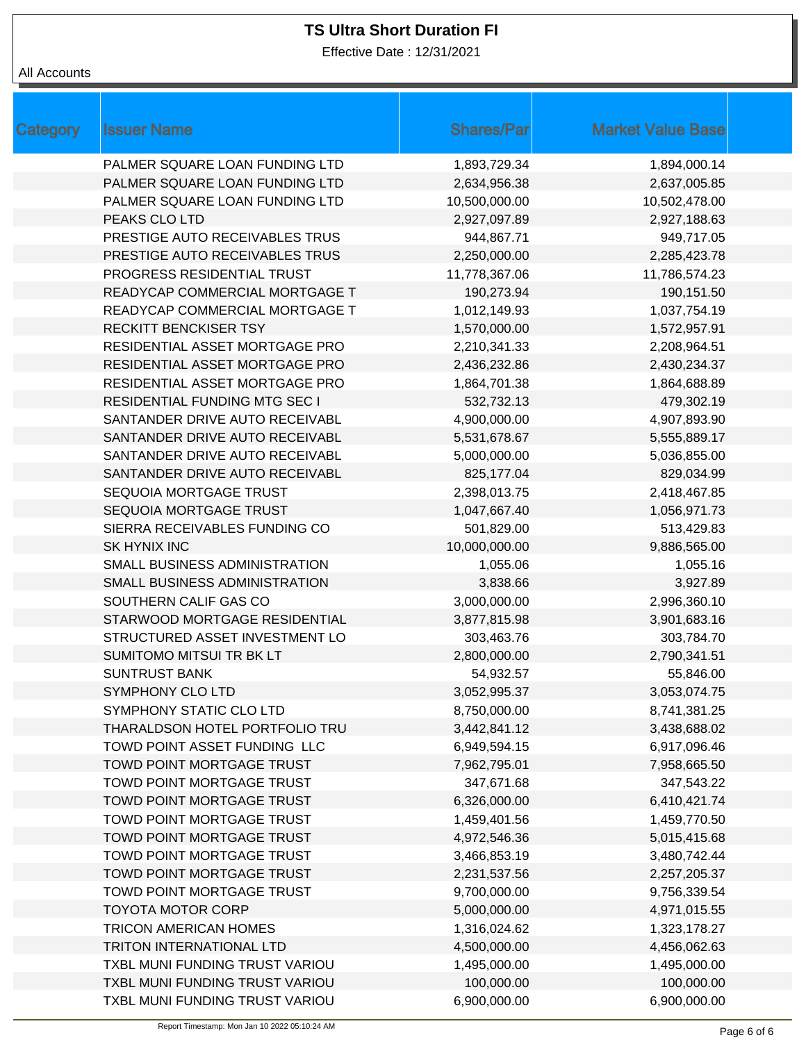## TS Ultra Short Duration FI

Effective Date : 12/31/2021

All Accounts

| Category | Issuer Name | Shares/Par | Market Value Base |
|---|---|---|---|
| | PALMER SQUARE LOAN FUNDING LTD | 1,893,729.34 | 1,894,000.14 |
| | PALMER SQUARE LOAN FUNDING LTD | 2,634,956.38 | 2,637,005.85 |
| | PALMER SQUARE LOAN FUNDING LTD | 10,500,000.00 | 10,502,478.00 |
| | PEAKS CLO LTD | 2,927,097.89 | 2,927,188.63 |
| | PRESTIGE AUTO RECEIVABLES TRUS | 944,867.71 | 949,717.05 |
| | PRESTIGE AUTO RECEIVABLES TRUS | 2,250,000.00 | 2,285,423.78 |
| | PROGRESS RESIDENTIAL TRUST | 11,778,367.06 | 11,786,574.23 |
| | READYCAP COMMERCIAL MORTGAGE T | 190,273.94 | 190,151.50 |
| | READYCAP COMMERCIAL MORTGAGE T | 1,012,149.93 | 1,037,754.19 |
| | RECKITT BENCKISER TSY | 1,570,000.00 | 1,572,957.91 |
| | RESIDENTIAL ASSET MORTGAGE PRO | 2,210,341.33 | 2,208,964.51 |
| | RESIDENTIAL ASSET MORTGAGE PRO | 2,436,232.86 | 2,430,234.37 |
| | RESIDENTIAL ASSET MORTGAGE PRO | 1,864,701.38 | 1,864,688.89 |
| | RESIDENTIAL FUNDING MTG SEC I | 532,732.13 | 479,302.19 |
| | SANTANDER DRIVE AUTO RECEIVABL | 4,900,000.00 | 4,907,893.90 |
| | SANTANDER DRIVE AUTO RECEIVABL | 5,531,678.67 | 5,555,889.17 |
| | SANTANDER DRIVE AUTO RECEIVABL | 5,000,000.00 | 5,036,855.00 |
| | SANTANDER DRIVE AUTO RECEIVABL | 825,177.04 | 829,034.99 |
| | SEQUOIA MORTGAGE TRUST | 2,398,013.75 | 2,418,467.85 |
| | SEQUOIA MORTGAGE TRUST | 1,047,667.40 | 1,056,971.73 |
| | SIERRA RECEIVABLES FUNDING CO | 501,829.00 | 513,429.83 |
| | SK HYNIX INC | 10,000,000.00 | 9,886,565.00 |
| | SMALL BUSINESS ADMINISTRATION | 1,055.06 | 1,055.16 |
| | SMALL BUSINESS ADMINISTRATION | 3,838.66 | 3,927.89 |
| | SOUTHERN CALIF GAS CO | 3,000,000.00 | 2,996,360.10 |
| | STARWOOD MORTGAGE RESIDENTIAL | 3,877,815.98 | 3,901,683.16 |
| | STRUCTURED ASSET INVESTMENT LO | 303,463.76 | 303,784.70 |
| | SUMITOMO MITSUI TR BK LT | 2,800,000.00 | 2,790,341.51 |
| | SUNTRUST BANK | 54,932.57 | 55,846.00 |
| | SYMPHONY CLO LTD | 3,052,995.37 | 3,053,074.75 |
| | SYMPHONY STATIC CLO LTD | 8,750,000.00 | 8,741,381.25 |
| | THARALDSON HOTEL PORTFOLIO TRU | 3,442,841.12 | 3,438,688.02 |
| | TOWD POINT ASSET FUNDING LLC | 6,949,594.15 | 6,917,096.46 |
| | TOWD POINT MORTGAGE TRUST | 7,962,795.01 | 7,958,665.50 |
| | TOWD POINT MORTGAGE TRUST | 347,671.68 | 347,543.22 |
| | TOWD POINT MORTGAGE TRUST | 6,326,000.00 | 6,410,421.74 |
| | TOWD POINT MORTGAGE TRUST | 1,459,401.56 | 1,459,770.50 |
| | TOWD POINT MORTGAGE TRUST | 4,972,546.36 | 5,015,415.68 |
| | TOWD POINT MORTGAGE TRUST | 3,466,853.19 | 3,480,742.44 |
| | TOWD POINT MORTGAGE TRUST | 2,231,537.56 | 2,257,205.37 |
| | TOWD POINT MORTGAGE TRUST | 9,700,000.00 | 9,756,339.54 |
| | TOYOTA MOTOR CORP | 5,000,000.00 | 4,971,015.55 |
| | TRICON AMERICAN HOMES | 1,316,024.62 | 1,323,178.27 |
| | TRITON INTERNATIONAL LTD | 4,500,000.00 | 4,456,062.63 |
| | TXBL MUNI FUNDING TRUST VARIOU | 1,495,000.00 | 1,495,000.00 |
| | TXBL MUNI FUNDING TRUST VARIOU | 100,000.00 | 100,000.00 |
| | TXBL MUNI FUNDING TRUST VARIOU | 6,900,000.00 | 6,900,000.00 |

Report Timestamp: Mon Jan 10 2022 05:10:24 AM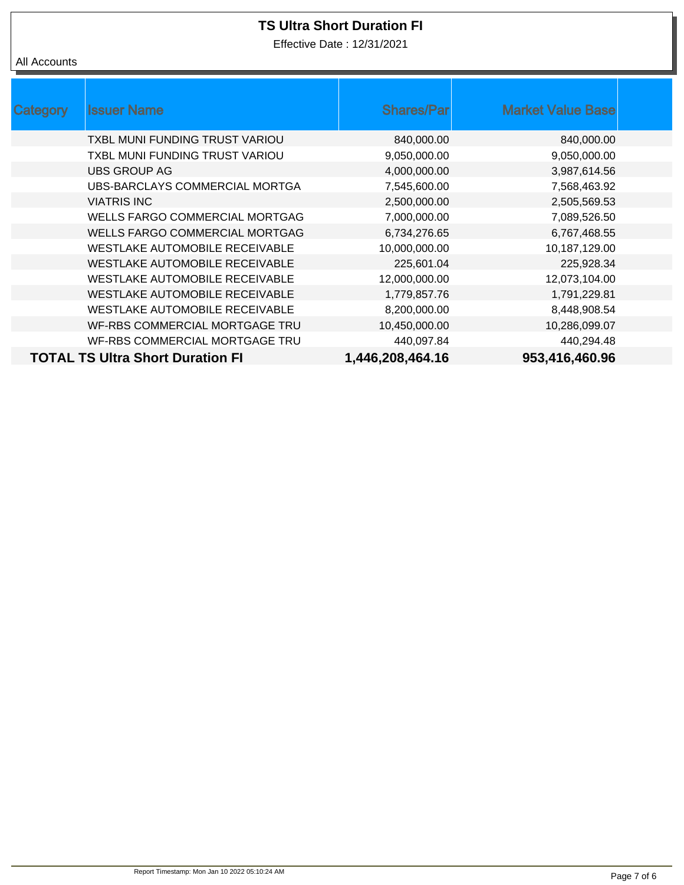# TS Ultra Short Duration FI

Effective Date : 12/31/2021

All Accounts

| Category | Issuer Name | Shares/Par | Market Value Base |
|---|---|---|---|
| | TXBL MUNI FUNDING TRUST VARIOU | 840,000.00 | 840,000.00 |
| | TXBL MUNI FUNDING TRUST VARIOU | 9,050,000.00 | 9,050,000.00 |
| | UBS GROUP AG | 4,000,000.00 | 3,987,614.56 |
| | UBS-BARCLAYS COMMERCIAL MORTGA | 7,545,600.00 | 7,568,463.92 |
| | VIATRIS INC | 2,500,000.00 | 2,505,569.53 |
| | WELLS FARGO COMMERCIAL MORTGAG | 7,000,000.00 | 7,089,526.50 |
| | WELLS FARGO COMMERCIAL MORTGAG | 6,734,276.65 | 6,767,468.55 |
| | WESTLAKE AUTOMOBILE RECEIVABLE | 10,000,000.00 | 10,187,129.00 |
| | WESTLAKE AUTOMOBILE RECEIVABLE | 225,601.04 | 225,928.34 |
| | WESTLAKE AUTOMOBILE RECEIVABLE | 12,000,000.00 | 12,073,104.00 |
| | WESTLAKE AUTOMOBILE RECEIVABLE | 1,779,857.76 | 1,791,229.81 |
| | WESTLAKE AUTOMOBILE RECEIVABLE | 8,200,000.00 | 8,448,908.54 |
| | WF-RBS COMMERCIAL MORTGAGE TRU | 10,450,000.00 | 10,286,099.07 |
| | WF-RBS COMMERCIAL MORTGAGE TRU | 440,097.84 | 440,294.48 |
| **TOTAL TS Ultra Short Duration FI** | | **1,446,208,464.16** | **953,416,460.96** |

Report Timestamp: Mon Jan 10 2022 05:10:24 AM